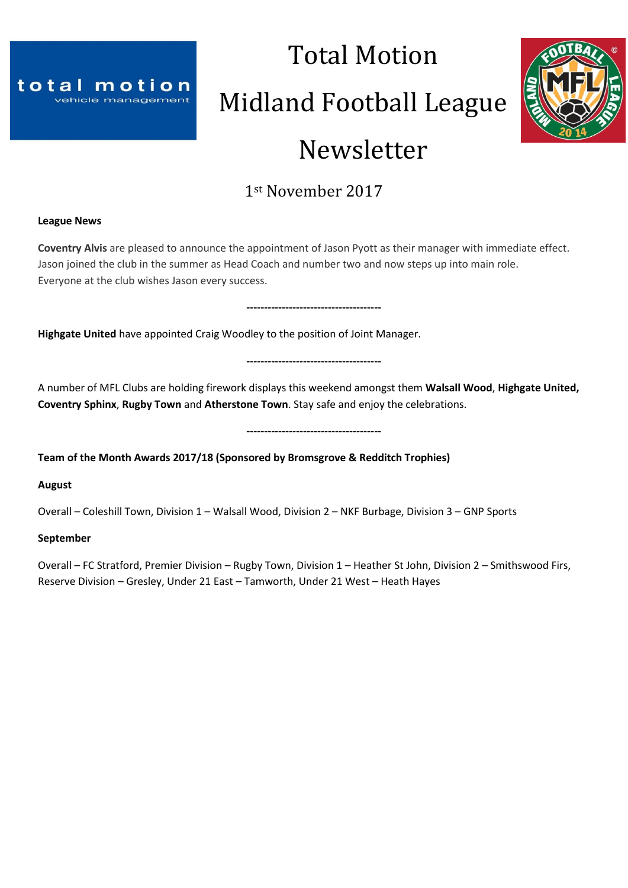# Total Motion

# Midland Football League

# Newsletter

1st November 2017

**League News**

**Coventry Alvis** are pleased to announce the appointment of Jason Pyott as their manager with immediate effect. Jason joined the club in the summer as Head Coach and number two and now steps up into main role. Everyone at the club wishes Jason every success.

--------------------------------------

**Highgate United** have appointed Craig Woodley to the position of Joint Manager.

--------------------------------------

A number of MFL Clubs are holding firework displays this weekend amongst them **Walsall Wood**, **Highgate United, Coventry Sphinx**, **Rugby Town** and **Atherstone Town**. Stay safe and enjoy the celebrations.

--------------------------------------

**Team of the Month Awards 2017/18 (Sponsored by Bromsgrove & Redditch Trophies)**

**August**

Overall – Coleshill Town, Division 1 – Walsall Wood, Division 2 – NKF Burbage, Division 3 – GNP Sports

**September**

Overall – FC Stratford, Premier Division – Rugby Town, Division 1 – Heather St John, Division 2 – Smithswood Firs, Reserve Division – Gresley, Under 21 East – Tamworth, Under 21 West – Heath Hayes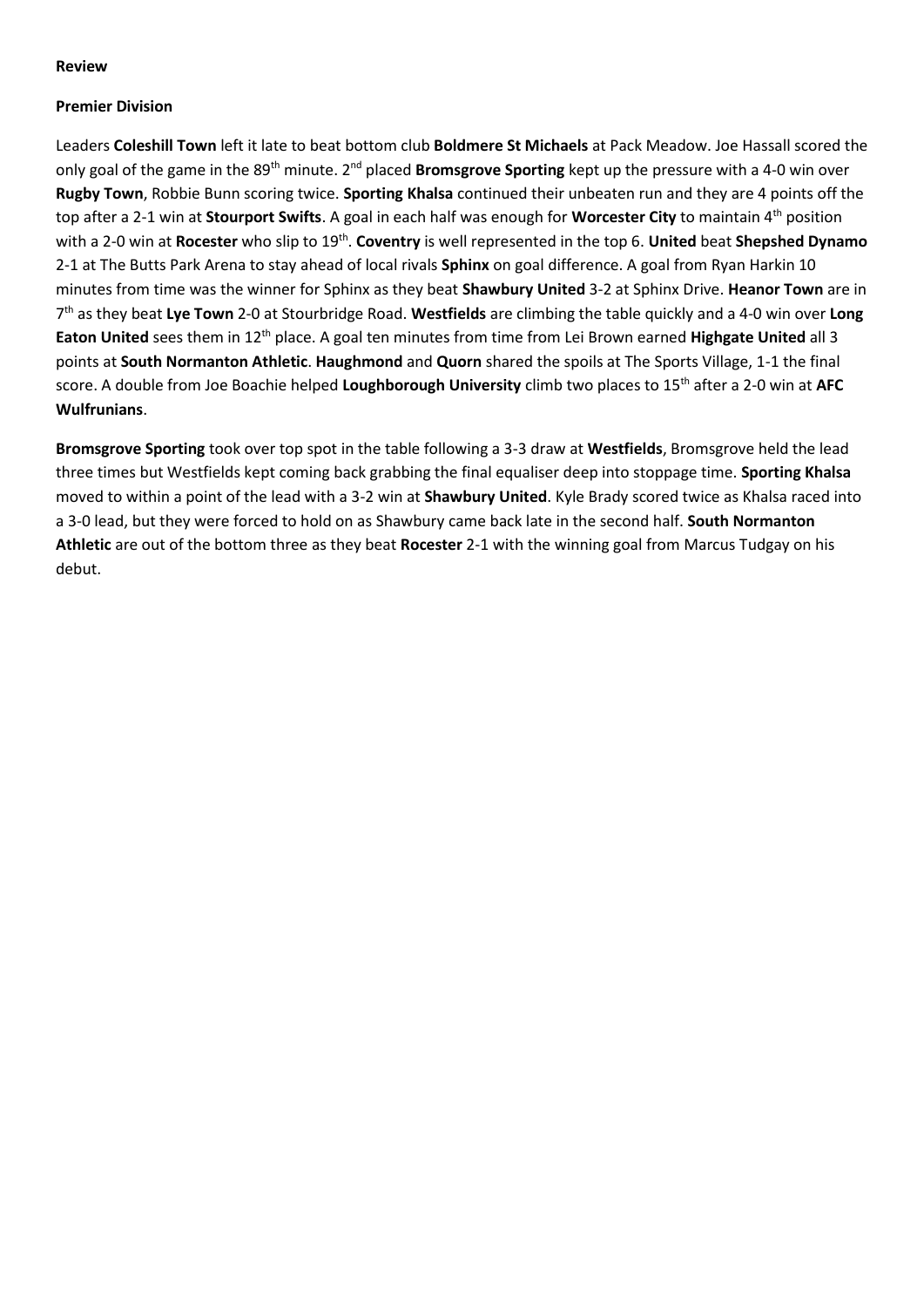**Review**

**Premier Division**

Leaders **Coleshill Town** left it late to beat bottom club **Boldmere St Michaels** at Pack Meadow. Joe Hassall scored the only goal of the game in the 89th minute. 2nd placed **Bromsgrove Sporting** kept up the pressure with a 4-0 win over **Rugby Town**, Robbie Bunn scoring twice. **Sporting Khalsa** continued their unbeaten run and they are 4 points off the top after a 2-1 win at **Stourport Swifts**. A goal in each half was enough for **Worcester City** to maintain 4th position with a 2-0 win at **Rocester** who slip to 19th. **Coventry** is well represented in the top 6. **United** beat **Shepshed Dynamo** 2-1 at The Butts Park Arena to stay ahead of local rivals **Sphinx** on goal difference. A goal from Ryan Harkin 10 minutes from time was the winner for Sphinx as they beat **Shawbury United** 3-2 at Sphinx Drive. **Heanor Town** are in 7th as they beat **Lye Town** 2-0 at Stourbridge Road. **Westfields** are climbing the table quickly and a 4-0 win over **Long Eaton United** sees them in 12th place. A goal ten minutes from time from Lei Brown earned **Highgate United** all 3 points at **South Normanton Athletic**. **Haughmond** and **Quorn** shared the spoils at The Sports Village, 1-1 the final score. A double from Joe Boachie helped **Loughborough University** climb two places to 15th after a 2-0 win at **AFC Wulfrunians**.

**Bromsgrove Sporting** took over top spot in the table following a 3-3 draw at **Westfields**, Bromsgrove held the lead three times but Westfields kept coming back grabbing the final equaliser deep into stoppage time. **Sporting Khalsa** moved to within a point of the lead with a 3-2 win at **Shawbury United**. Kyle Brady scored twice as Khalsa raced into a 3-0 lead, but they were forced to hold on as Shawbury came back late in the second half. **South Normanton Athletic** are out of the bottom three as they beat **Rocester** 2-1 with the winning goal from Marcus Tudgay on his debut.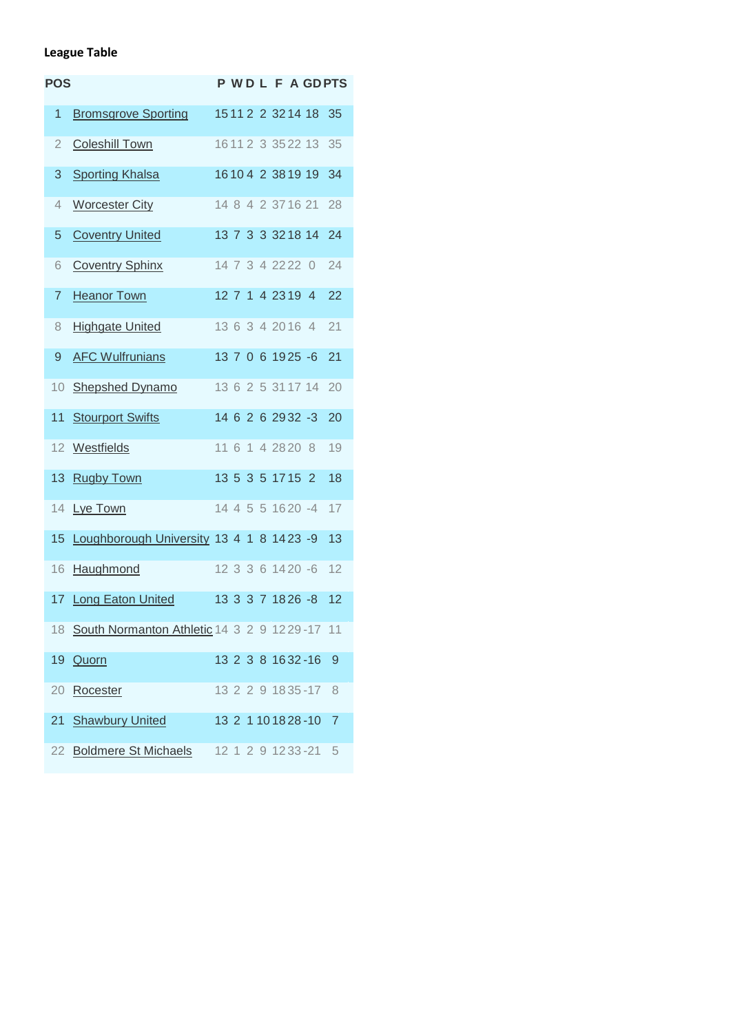**League Table**

| POS | | P | W | D | L | F | A | GD | PTS |
|---|---|---|---|---|---|---|---|---|---|
| 1 | Bromsgrove Sporting | 15 | 11 | 2 | 2 | 32 | 14 | 18 | 35 |
| 2 | Coleshill Town | 16 | 11 | 2 | 3 | 35 | 22 | 13 | 35 |
| 3 | Sporting Khalsa | 16 | 10 | 4 | 2 | 38 | 19 | 19 | 34 |
| 4 | Worcester City | 14 | 8 | 4 | 2 | 37 | 16 | 21 | 28 |
| 5 | Coventry United | 13 | 7 | 3 | 3 | 32 | 18 | 14 | 24 |
| 6 | Coventry Sphinx | 14 | 7 | 3 | 4 | 22 | 22 | 0 | 24 |
| 7 | Heanor Town | 12 | 7 | 1 | 4 | 23 | 19 | 4 | 22 |
| 8 | Highgate United | 13 | 6 | 3 | 4 | 20 | 16 | 4 | 21 |
| 9 | AFC Wulfrunians | 13 | 7 | 0 | 6 | 19 | 25 | -6 | 21 |
| 10 | Shepshed Dynamo | 13 | 6 | 2 | 5 | 31 | 17 | 14 | 20 |
| 11 | Stourport Swifts | 14 | 6 | 2 | 6 | 29 | 32 | -3 | 20 |
| 12 | Westfields | 11 | 6 | 1 | 4 | 28 | 20 | 8 | 19 |
| 13 | Rugby Town | 13 | 5 | 3 | 5 | 17 | 15 | 2 | 18 |
| 14 | Lye Town | 14 | 4 | 5 | 5 | 16 | 20 | -4 | 17 |
| 15 | Loughborough University | 13 | 4 | 1 | 8 | 14 | 23 | -9 | 13 |
| 16 | Haughmond | 12 | 3 | 3 | 6 | 14 | 20 | -6 | 12 |
| 17 | Long Eaton United | 13 | 3 | 3 | 7 | 18 | 26 | -8 | 12 |
| 18 | South Normanton Athletic | 14 | 3 | 2 | 9 | 12 | 29 | -17 | 11 |
| 19 | Quorn | 13 | 2 | 3 | 8 | 16 | 32 | -16 | 9 |
| 20 | Rocester | 13 | 2 | 2 | 9 | 18 | 35 | -17 | 8 |
| 21 | Shawbury United | 13 | 2 | 1 | 10 | 18 | 28 | -10 | 7 |
| 22 | Boldmere St Michaels | 12 | 1 | 2 | 9 | 12 | 33 | -21 | 5 |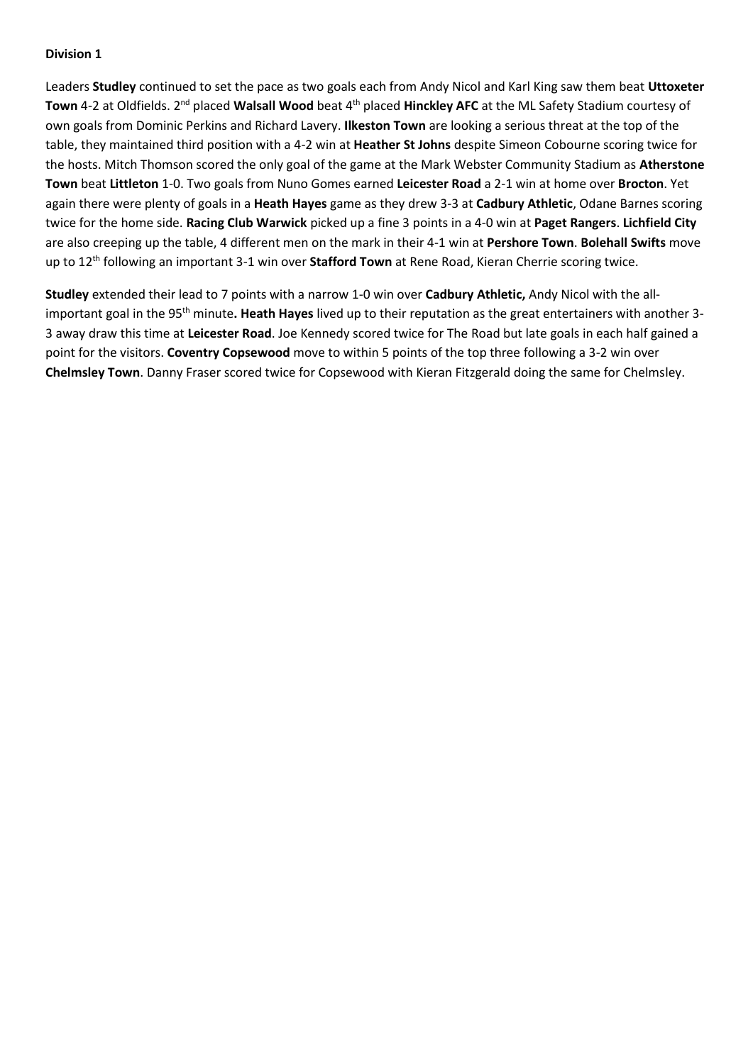**Division 1**

Leaders **Studley** continued to set the pace as two goals each from Andy Nicol and Karl King saw them beat **Uttoxeter Town** 4-2 at Oldfields. 2nd placed **Walsall Wood** beat 4th placed **Hinckley AFC** at the ML Safety Stadium courtesy of own goals from Dominic Perkins and Richard Lavery. **Ilkeston Town** are looking a serious threat at the top of the table, they maintained third position with a 4-2 win at **Heather St Johns** despite Simeon Cobourne scoring twice for the hosts. Mitch Thomson scored the only goal of the game at the Mark Webster Community Stadium as **Atherstone Town** beat **Littleton** 1-0. Two goals from Nuno Gomes earned **Leicester Road** a 2-1 win at home over **Brocton**. Yet again there were plenty of goals in a **Heath Hayes** game as they drew 3-3 at **Cadbury Athletic**, Odane Barnes scoring twice for the home side. **Racing Club Warwick** picked up a fine 3 points in a 4-0 win at **Paget Rangers**. **Lichfield City** are also creeping up the table, 4 different men on the mark in their 4-1 win at **Pershore Town**. **Bolehall Swifts** move up to 12th following an important 3-1 win over **Stafford Town** at Rene Road, Kieran Cherrie scoring twice.

**Studley** extended their lead to 7 points with a narrow 1-0 win over **Cadbury Athletic,** Andy Nicol with the all-important goal in the 95th minute**. Heath Hayes** lived up to their reputation as the great entertainers with another 3-3 away draw this time at **Leicester Road**. Joe Kennedy scored twice for The Road but late goals in each half gained a point for the visitors. **Coventry Copsewood** move to within 5 points of the top three following a 3-2 win over **Chelmsley Town**. Danny Fraser scored twice for Copsewood with Kieran Fitzgerald doing the same for Chelmsley.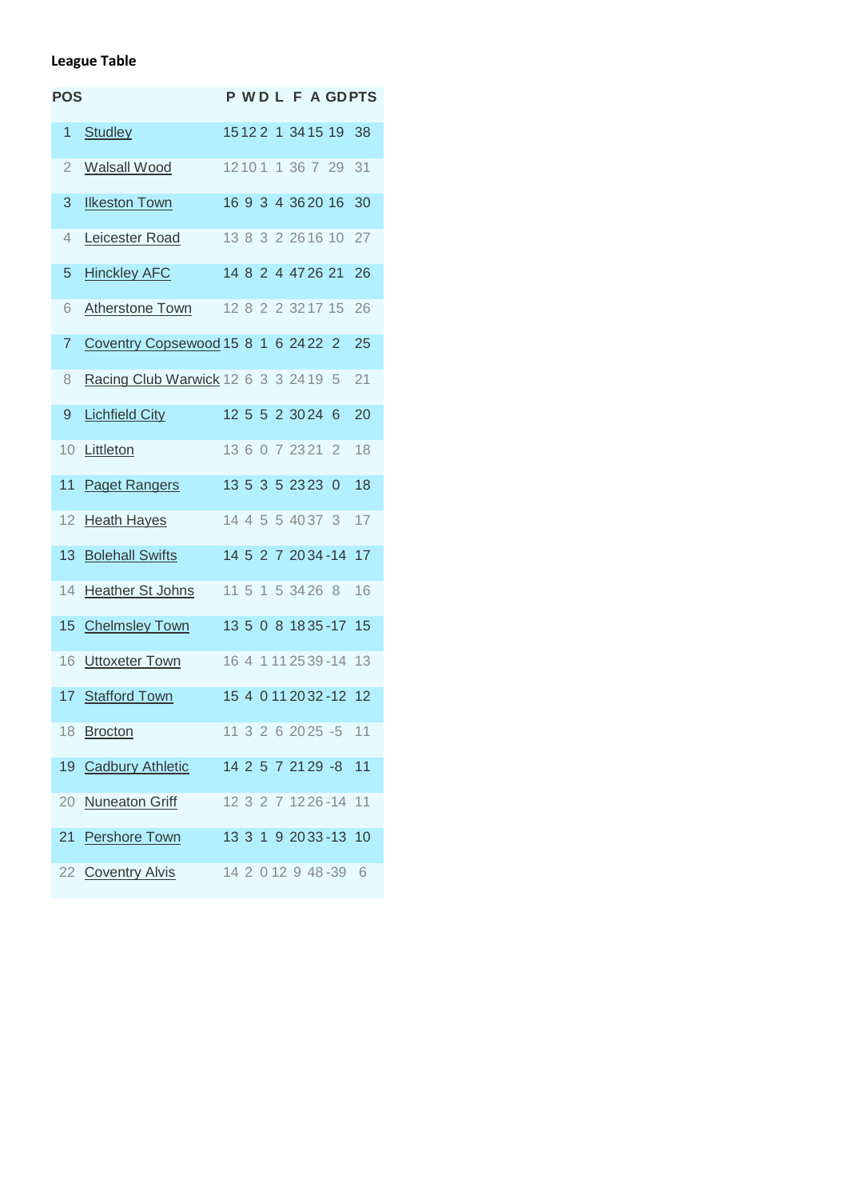**League Table**

| POS | | P | W | D | L | F | A | GD | PTS |
|---|---|---|---|---|---|---|---|---|---|
| 1 | Studley | 15 | 12 | 2 | 1 | 34 | 15 | 19 | 38 |
| 2 | Walsall Wood | 12 | 10 | 1 | 1 | 36 | 7 | 29 | 31 |
| 3 | Ilkeston Town | 16 | 9 | 3 | 4 | 36 | 20 | 16 | 30 |
| 4 | Leicester Road | 13 | 8 | 3 | 2 | 26 | 16 | 10 | 27 |
| 5 | Hinckley AFC | 14 | 8 | 2 | 4 | 47 | 26 | 21 | 26 |
| 6 | Atherstone Town | 12 | 8 | 2 | 2 | 32 | 17 | 15 | 26 |
| 7 | Coventry Copsewood | 15 | 8 | 1 | 6 | 24 | 22 | 2 | 25 |
| 8 | Racing Club Warwick | 12 | 6 | 3 | 3 | 24 | 19 | 5 | 21 |
| 9 | Lichfield City | 12 | 5 | 5 | 2 | 30 | 24 | 6 | 20 |
| 10 | Littleton | 13 | 6 | 0 | 7 | 23 | 21 | 2 | 18 |
| 11 | Paget Rangers | 13 | 5 | 3 | 5 | 23 | 23 | 0 | 18 |
| 12 | Heath Hayes | 14 | 4 | 5 | 5 | 40 | 37 | 3 | 17 |
| 13 | Bolehall Swifts | 14 | 5 | 2 | 7 | 20 | 34 | -14 | 17 |
| 14 | Heather St Johns | 11 | 5 | 1 | 5 | 34 | 26 | 8 | 16 |
| 15 | Chelmsley Town | 13 | 5 | 0 | 8 | 18 | 35 | -17 | 15 |
| 16 | Uttoxeter Town | 16 | 4 | 1 | 11 | 25 | 39 | -14 | 13 |
| 17 | Stafford Town | 15 | 4 | 0 | 11 | 20 | 32 | -12 | 12 |
| 18 | Brocton | 11 | 3 | 2 | 6 | 20 | 25 | -5 | 11 |
| 19 | Cadbury Athletic | 14 | 2 | 5 | 7 | 21 | 29 | -8 | 11 |
| 20 | Nuneaton Griff | 12 | 3 | 2 | 7 | 12 | 26 | -14 | 11 |
| 21 | Pershore Town | 13 | 3 | 1 | 9 | 20 | 33 | -13 | 10 |
| 22 | Coventry Alvis | 14 | 2 | 0 | 12 | 9 | 48 | -39 | 6 |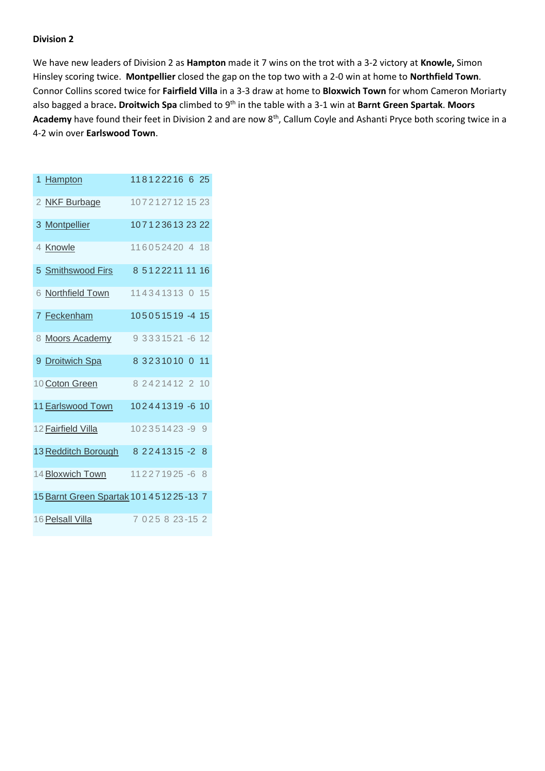**Division 2**

We have new leaders of Division 2 as **Hampton** made it 7 wins on the trot with a 3-2 victory at **Knowle,** Simon Hinsley scoring twice. **Montpellier** closed the gap on the top two with a 2-0 win at home to **Northfield Town**. Connor Collins scored twice for **Fairfield Villa** in a 3-3 draw at home to **Bloxwich Town** for whom Cameron Moriarty also bagged a brace**. Droitwich Spa** climbed to 9th in the table with a 3-1 win at **Barnt Green Spartak**. **Moors Academy** have found their feet in Division 2 and are now 8th, Callum Coyle and Ashanti Pryce both scoring twice in a 4-2 win over **Earlswood Town**.

| | | | | | | | | | |
|---|---|---|---|---|---|---|---|---|---|
| 1 | Hampton | 11 | 8 | 1 | 2 | 22 | 16 | 6 | 25 |
| 2 | NKF Burbage | 10 | 7 | 2 | 1 | 27 | 12 | 15 | 23 |
| 3 | Montpellier | 10 | 7 | 1 | 2 | 36 | 13 | 23 | 22 |
| 4 | Knowle | 11 | 6 | 0 | 5 | 24 | 20 | 4 | 18 |
| 5 | Smithswood Firs | 8 | 5 | 1 | 2 | 22 | 11 | 11 | 16 |
| 6 | Northfield Town | 11 | 4 | 3 | 4 | 13 | 13 | 0 | 15 |
| 7 | Feckenham | 10 | 5 | 0 | 5 | 15 | 19 | -4 | 15 |
| 8 | Moors Academy | 9 | 3 | 3 | 3 | 15 | 21 | -6 | 12 |
| 9 | Droitwich Spa | 8 | 3 | 2 | 3 | 10 | 10 | 0 | 11 |
| 10 | Coton Green | 8 | 2 | 4 | 2 | 14 | 12 | 2 | 10 |
| 11 | Earlswood Town | 10 | 2 | 4 | 4 | 13 | 19 | -6 | 10 |
| 12 | Fairfield Villa | 10 | 2 | 3 | 5 | 14 | 23 | -9 | 9 |
| 13 | Redditch Borough | 8 | 2 | 2 | 4 | 13 | 15 | -2 | 8 |
| 14 | Bloxwich Town | 11 | 2 | 2 | 7 | 19 | 25 | -6 | 8 |
| 15 | Barnt Green Spartak | 10 | 1 | 4 | 5 | 12 | 25 | -13 | 7 |
| 16 | Pelsall Villa | 7 | 0 | 2 | 5 | 8 | 23 | -15 | 2 |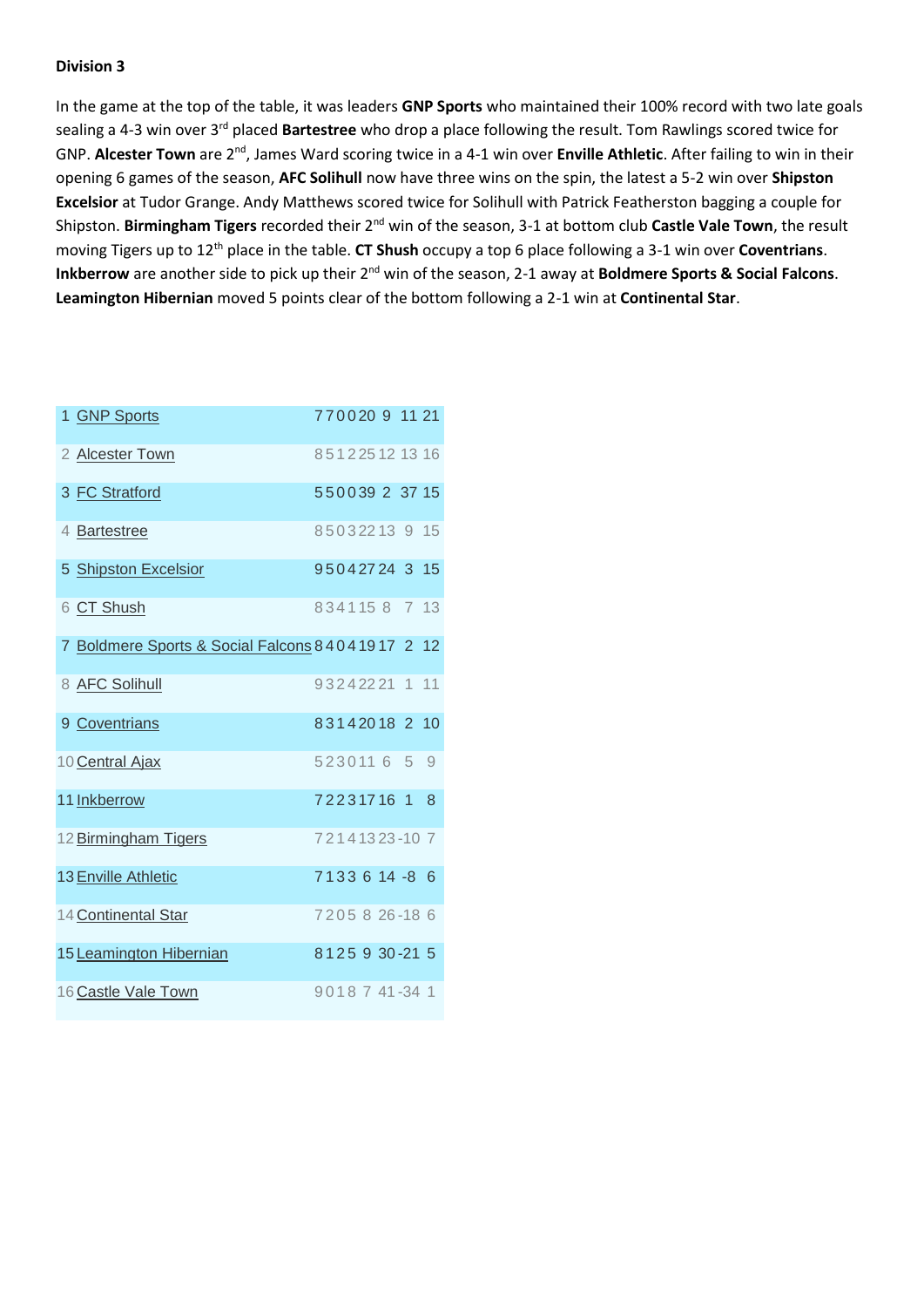**Division 3**

In the game at the top of the table, it was leaders **GNP Sports** who maintained their 100% record with two late goals sealing a 4-3 win over 3rd placed **Bartestree** who drop a place following the result. Tom Rawlings scored twice for GNP. **Alcester Town** are 2nd, James Ward scoring twice in a 4-1 win over **Enville Athletic**. After failing to win in their opening 6 games of the season, **AFC Solihull** now have three wins on the spin, the latest a 5-2 win over **Shipston Excelsior** at Tudor Grange. Andy Matthews scored twice for Solihull with Patrick Featherston bagging a couple for Shipston. **Birmingham Tigers** recorded their 2nd win of the season, 3-1 at bottom club **Castle Vale Town**, the result moving Tigers up to 12th place in the table. **CT Shush** occupy a top 6 place following a 3-1 win over **Coventrians**. **Inkberrow** are another side to pick up their 2nd win of the season, 2-1 away at **Boldmere Sports & Social Falcons**. **Leamington Hibernian** moved 5 points clear of the bottom following a 2-1 win at **Continental Star**.

| | | | | | | | | | |
|---|---|---|---|---|---|---|---|---|---|
| 1 | GNP Sports | 7 | 7 | 0 | 0 | 20 | 9 | 11 | 21 |
| 2 | Alcester Town | 8 | 5 | 1 | 2 | 25 | 12 | 13 | 16 |
| 3 | FC Stratford | 5 | 5 | 0 | 0 | 39 | 2 | 37 | 15 |
| 4 | Bartestree | 8 | 5 | 0 | 3 | 22 | 13 | 9 | 15 |
| 5 | Shipston Excelsior | 9 | 5 | 0 | 4 | 27 | 24 | 3 | 15 |
| 6 | CT Shush | 8 | 3 | 4 | 1 | 15 | 8 | 7 | 13 |
| 7 | Boldmere Sports & Social Falcons | 8 | 4 | 0 | 4 | 19 | 17 | 2 | 12 |
| 8 | AFC Solihull | 9 | 3 | 2 | 4 | 22 | 21 | 1 | 11 |
| 9 | Coventrians | 8 | 3 | 1 | 4 | 20 | 18 | 2 | 10 |
| 10 | Central Ajax | 5 | 2 | 3 | 0 | 11 | 6 | 5 | 9 |
| 11 | Inkberrow | 7 | 2 | 2 | 3 | 17 | 16 | 1 | 8 |
| 12 | Birmingham Tigers | 7 | 2 | 1 | 4 | 13 | 23 | -10 | 7 |
| 13 | Enville Athletic | 7 | 1 | 3 | 3 | 6 | 14 | -8 | 6 |
| 14 | Continental Star | 7 | 2 | 0 | 5 | 8 | 26 | -18 | 6 |
| 15 | Leamington Hibernian | 8 | 1 | 2 | 5 | 9 | 30 | -21 | 5 |
| 16 | Castle Vale Town | 9 | 0 | 1 | 8 | 7 | 41 | -34 | 1 |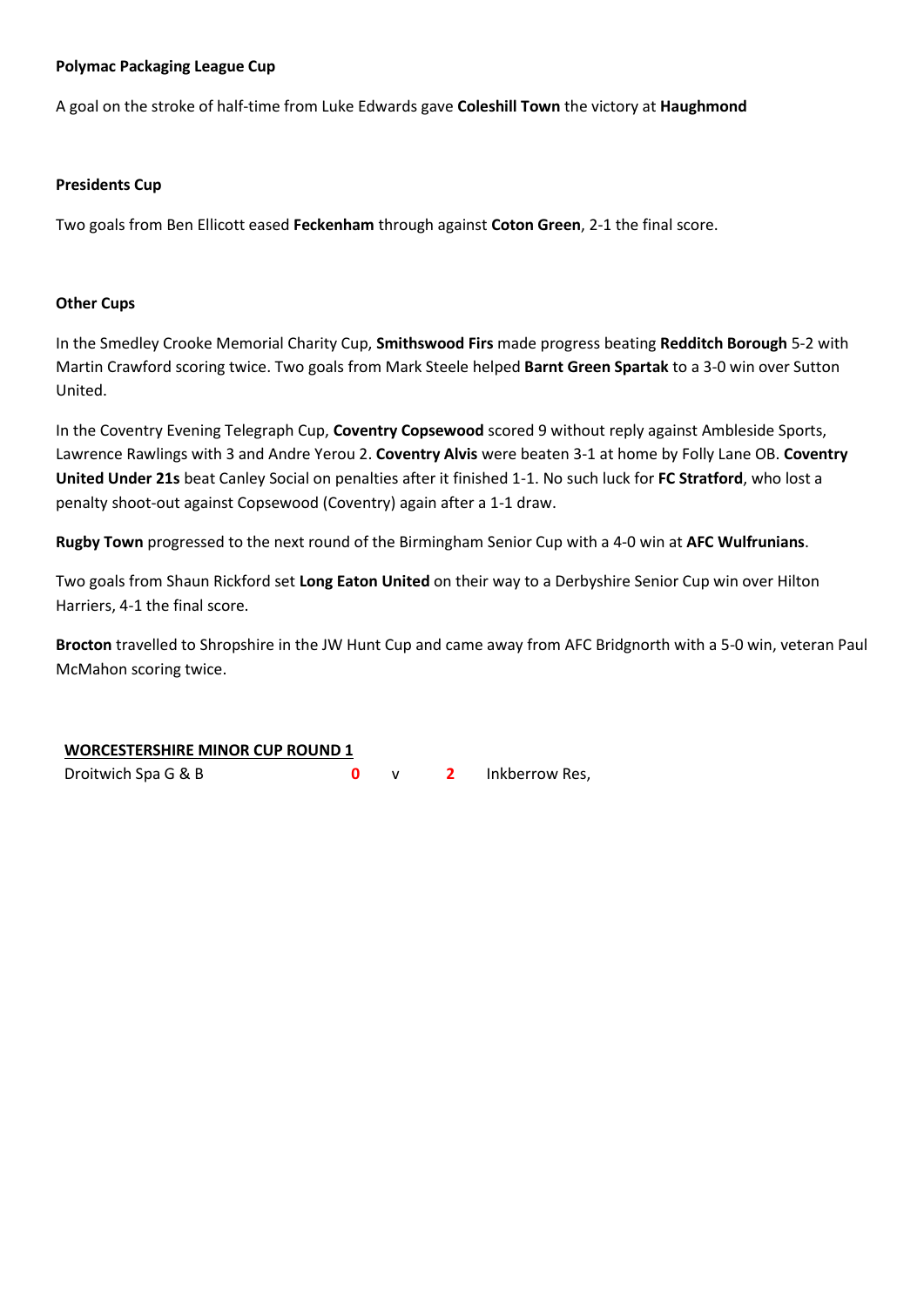**Polymac Packaging League Cup**

A goal on the stroke of half-time from Luke Edwards gave **Coleshill Town** the victory at **Haughmond**

**Presidents Cup**

Two goals from Ben Ellicott eased **Feckenham** through against **Coton Green**, 2-1 the final score.

**Other Cups**

In the Smedley Crooke Memorial Charity Cup, **Smithswood Firs** made progress beating **Redditch Borough** 5-2 with Martin Crawford scoring twice. Two goals from Mark Steele helped **Barnt Green Spartak** to a 3-0 win over Sutton United.

In the Coventry Evening Telegraph Cup, **Coventry Copsewood** scored 9 without reply against Ambleside Sports, Lawrence Rawlings with 3 and Andre Yerou 2. **Coventry Alvis** were beaten 3-1 at home by Folly Lane OB. **Coventry United Under 21s** beat Canley Social on penalties after it finished 1-1. No such luck for **FC Stratford**, who lost a penalty shoot-out against Copsewood (Coventry) again after a 1-1 draw.

**Rugby Town** progressed to the next round of the Birmingham Senior Cup with a 4-0 win at **AFC Wulfrunians**.

Two goals from Shaun Rickford set **Long Eaton United** on their way to a Derbyshire Senior Cup win over Hilton Harriers, 4-1 the final score.

**Brocton** travelled to Shropshire in the JW Hunt Cup and came away from AFC Bridgnorth with a 5-0 win, veteran Paul McMahon scoring twice.

**WORCESTERSHIRE MINOR CUP ROUND 1**

| | | | | |
|---|---|---|---|---|
| Droitwich Spa G & B | **0** | v | **2** | Inkberrow Res, |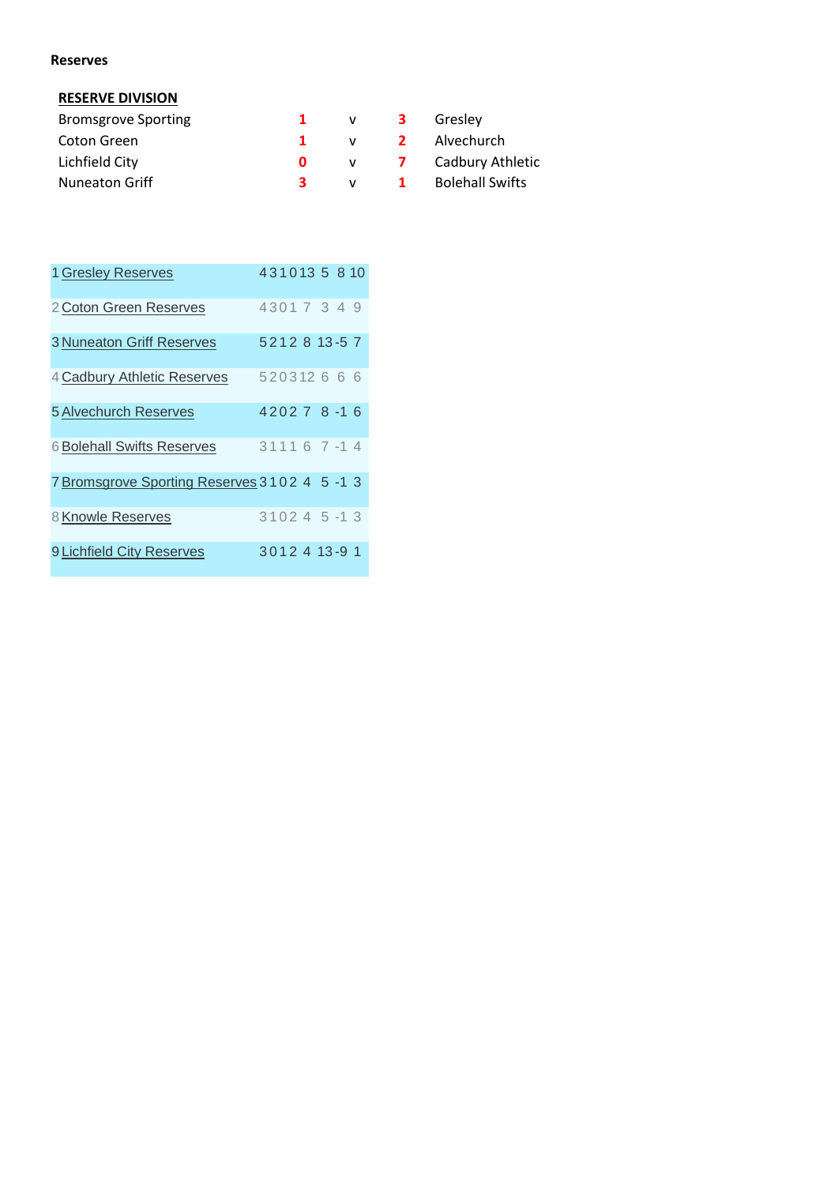**Reserves**

**RESERVE DIVISION**

| | | | | |
|---|---|---|---|---|
| Bromsgrove Sporting | 1 | v | 3 | Gresley |
| Coton Green | 1 | v | 2 | Alvechurch |
| Lichfield City | 0 | v | 7 | Cadbury Athletic |
| Nuneaton Griff | 3 | v | 1 | Bolehall Swifts |

| Pos | Team | P | W | D | L | F | A | GD | Pts |
|---|---|---|---|---|---|---|---|---|---|
| 1 | Gresley Reserves | 4 | 3 | 1 | 0 | 13 | 5 | 8 | 10 |
| 2 | Coton Green Reserves | 4 | 3 | 0 | 1 | 7 | 3 | 4 | 9 |
| 3 | Nuneaton Griff Reserves | 5 | 2 | 1 | 2 | 8 | 13 | -5 | 7 |
| 4 | Cadbury Athletic Reserves | 5 | 2 | 0 | 3 | 12 | 6 | 6 | 6 |
| 5 | Alvechurch Reserves | 4 | 2 | 0 | 2 | 7 | 8 | -1 | 6 |
| 6 | Bolehall Swifts Reserves | 3 | 1 | 1 | 1 | 6 | 7 | -1 | 4 |
| 7 | Bromsgrove Sporting Reserves | 3 | 1 | 0 | 2 | 4 | 5 | -1 | 3 |
| 8 | Knowle Reserves | 3 | 1 | 0 | 2 | 4 | 5 | -1 | 3 |
| 9 | Lichfield City Reserves | 3 | 0 | 1 | 2 | 4 | 13 | -9 | 1 |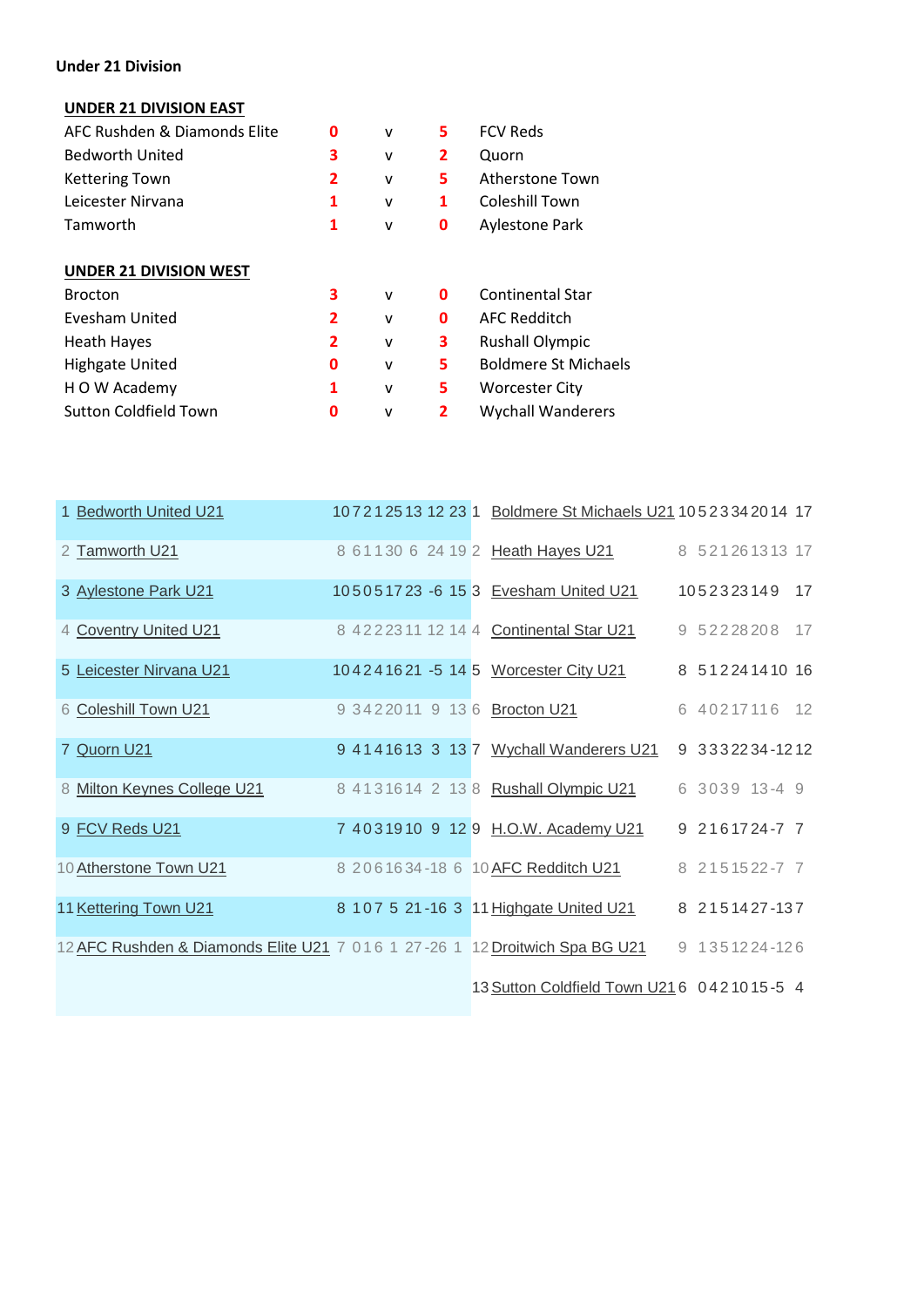**Under 21 Division**

**UNDER 21 DIVISION EAST**

| | | | | |
|---|---|---|---|---|
| AFC Rushden & Diamonds Elite | 0 | v | 5 | FCV Reds |
| Bedworth United | 3 | v | 2 | Quorn |
| Kettering Town | 2 | v | 5 | Atherstone Town |
| Leicester Nirvana | 1 | v | 1 | Coleshill Town |
| Tamworth | 1 | v | 0 | Aylestone Park |

**UNDER 21 DIVISION WEST**

| | | | | |
|---|---|---|---|---|
| Brocton | 3 | v | 0 | Continental Star |
| Evesham United | 2 | v | 0 | AFC Redditch |
| Heath Hayes | 2 | v | 3 | Rushall Olympic |
| Highgate United | 0 | v | 5 | Boldmere St Michaels |
| H O W Academy | 1 | v | 5 | Worcester City |
| Sutton Coldfield Town | 0 | v | 2 | Wychall Wanderers |

| | | | | | | | | |
|---|---|---|---|---|---|---|---|---|
| 1 Bedworth United U21 | 10 | 7 | 2 | 1 | 25 | 13 | 12 | 23 |
| 2 Tamworth U21 | 8 | 6 | 1 | 1 | 30 | 6 | 24 | 19 |
| 3 Aylestone Park U21 | 10 | 5 | 0 | 5 | 17 | 23 | -6 | 15 |
| 4 Coventry United U21 | 8 | 4 | 2 | 2 | 23 | 11 | 12 | 14 |
| 5 Leicester Nirvana U21 | 10 | 4 | 2 | 4 | 16 | 21 | -5 | 14 |
| 6 Coleshill Town U21 | 9 | 3 | 4 | 2 | 20 | 11 | 9 | 13 |
| 7 Quorn U21 | 9 | 4 | 1 | 4 | 16 | 13 | 3 | 13 |
| 8 Milton Keynes College U21 | 8 | 4 | 1 | 3 | 16 | 14 | 2 | 13 |
| 9 FCV Reds U21 | 7 | 4 | 0 | 3 | 19 | 10 | 9 | 12 |
| 10 Atherstone Town U21 | 8 | 2 | 0 | 6 | 16 | 34 | -18 | 6 |
| 11 Kettering Town U21 | 8 | 1 | 0 | 7 | 5 | 21 | -16 | 3 |
| 12 AFC Rushden & Diamonds Elite U21 | 7 | 0 | 1 | 6 | 1 | 27 | -26 | 1 |

| | | | | | | | | |
|---|---|---|---|---|---|---|---|---|
| 1 Boldmere St Michaels U21 | 10 | 5 | 2 | 3 | 34 | 20 | 14 | 17 |
| 2 Heath Hayes U21 | 8 | 5 | 2 | 1 | 26 | 13 | 13 | 17 |
| 3 Evesham United U21 | 10 | 5 | 2 | 3 | 23 | 14 | 9 | 17 |
| 4 Continental Star U21 | 9 | 5 | 2 | 2 | 28 | 20 | 8 | 17 |
| 5 Worcester City U21 | 8 | 5 | 1 | 2 | 24 | 14 | 10 | 16 |
| 6 Brocton U21 | 6 | 4 | 0 | 2 | 17 | 11 | 6 | 12 |
| 7 Wychall Wanderers U21 | 9 | 3 | 3 | 3 | 22 | 34 | -12 | 12 |
| 8 Rushall Olympic U21 | 6 | 3 | 0 | 3 | 9 | 13 | -4 | 9 |
| 9 H.O.W. Academy U21 | 9 | 2 | 1 | 6 | 17 | 24 | -7 | 7 |
| 10 AFC Redditch U21 | 8 | 2 | 1 | 5 | 15 | 22 | -7 | 7 |
| 11 Highgate United U21 | 8 | 2 | 1 | 5 | 14 | 27 | -13 | 7 |
| 12 Droitwich Spa BG U21 | 9 | 1 | 3 | 5 | 12 | 24 | -12 | 6 |
| 13 Sutton Coldfield Town U21 | 6 | 0 | 4 | 2 | 10 | 15 | -5 | 4 |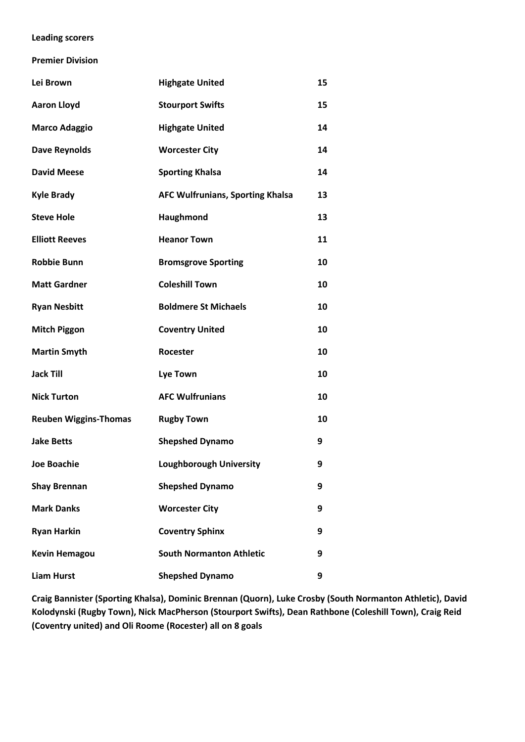**Leading scorers**

**Premier Division**

| | | |
|---|---|---|
| **Lei Brown** | **Highgate United** | **15** |
| **Aaron Lloyd** | **Stourport Swifts** | **15** |
| **Marco Adaggio** | **Highgate United** | **14** |
| **Dave Reynolds** | **Worcester City** | **14** |
| **David Meese** | **Sporting Khalsa** | **14** |
| **Kyle Brady** | **AFC Wulfrunians, Sporting Khalsa** | **13** |
| **Steve Hole** | **Haughmond** | **13** |
| **Elliott Reeves** | **Heanor Town** | **11** |
| **Robbie Bunn** | **Bromsgrove Sporting** | **10** |
| **Matt Gardner** | **Coleshill Town** | **10** |
| **Ryan Nesbitt** | **Boldmere St Michaels** | **10** |
| **Mitch Piggon** | **Coventry United** | **10** |
| **Martin Smyth** | **Rocester** | **10** |
| **Jack Till** | **Lye Town** | **10** |
| **Nick Turton** | **AFC Wulfrunians** | **10** |
| **Reuben Wiggins-Thomas** | **Rugby Town** | **10** |
| **Jake Betts** | **Shepshed Dynamo** | **9** |
| **Joe Boachie** | **Loughborough University** | **9** |
| **Shay Brennan** | **Shepshed Dynamo** | **9** |
| **Mark Danks** | **Worcester City** | **9** |
| **Ryan Harkin** | **Coventry Sphinx** | **9** |
| **Kevin Hemagou** | **South Normanton Athletic** | **9** |
| **Liam Hurst** | **Shepshed Dynamo** | **9** |

**Craig Bannister (Sporting Khalsa), Dominic Brennan (Quorn), Luke Crosby (South Normanton Athletic), David Kolodynski (Rugby Town), Nick MacPherson (Stourport Swifts), Dean Rathbone (Coleshill Town), Craig Reid (Coventry united) and Oli Roome (Rocester) all on 8 goals**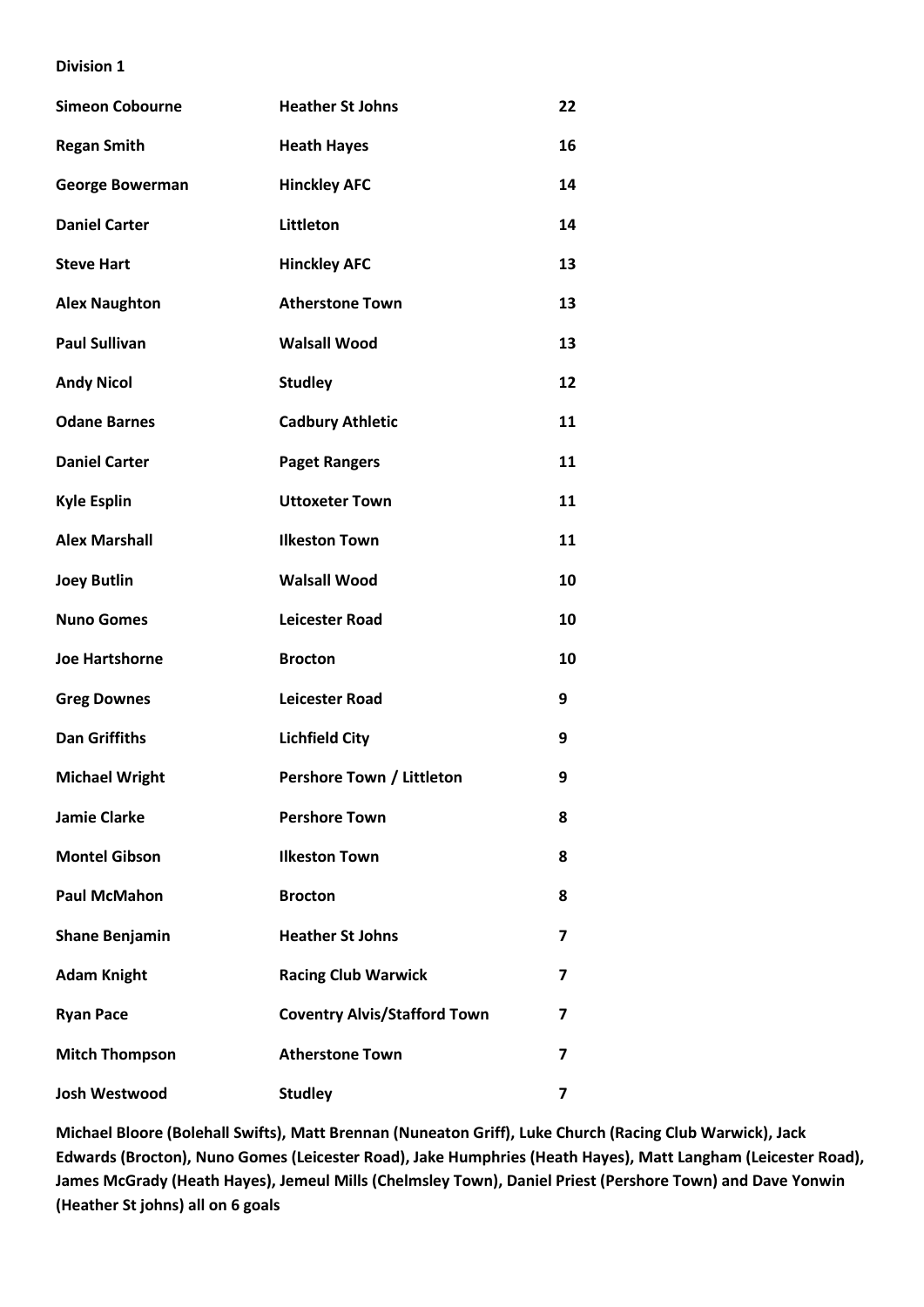**Division 1**

| | | |
|---|---|---|
| **Simeon Cobourne** | **Heather St Johns** | **22** |
| **Regan Smith** | **Heath Hayes** | **16** |
| **George Bowerman** | **Hinckley AFC** | **14** |
| **Daniel Carter** | **Littleton** | **14** |
| **Steve Hart** | **Hinckley AFC** | **13** |
| **Alex Naughton** | **Atherstone Town** | **13** |
| **Paul Sullivan** | **Walsall Wood** | **13** |
| **Andy Nicol** | **Studley** | **12** |
| **Odane Barnes** | **Cadbury Athletic** | **11** |
| **Daniel Carter** | **Paget Rangers** | **11** |
| **Kyle Esplin** | **Uttoxeter Town** | **11** |
| **Alex Marshall** | **Ilkeston Town** | **11** |
| **Joey Butlin** | **Walsall Wood** | **10** |
| **Nuno Gomes** | **Leicester Road** | **10** |
| **Joe Hartshorne** | **Brocton** | **10** |
| **Greg Downes** | **Leicester Road** | **9** |
| **Dan Griffiths** | **Lichfield City** | **9** |
| **Michael Wright** | **Pershore Town / Littleton** | **9** |
| **Jamie Clarke** | **Pershore Town** | **8** |
| **Montel Gibson** | **Ilkeston Town** | **8** |
| **Paul McMahon** | **Brocton** | **8** |
| **Shane Benjamin** | **Heather St Johns** | **7** |
| **Adam Knight** | **Racing Club Warwick** | **7** |
| **Ryan Pace** | **Coventry Alvis/Stafford Town** | **7** |
| **Mitch Thompson** | **Atherstone Town** | **7** |
| **Josh Westwood** | **Studley** | **7** |

**Michael Bloore (Bolehall Swifts), Matt Brennan (Nuneaton Griff), Luke Church (Racing Club Warwick), Jack Edwards (Brocton), Nuno Gomes (Leicester Road), Jake Humphries (Heath Hayes), Matt Langham (Leicester Road), James McGrady (Heath Hayes), Jemeul Mills (Chelmsley Town), Daniel Priest (Pershore Town) and Dave Yonwin (Heather St johns) all on 6 goals**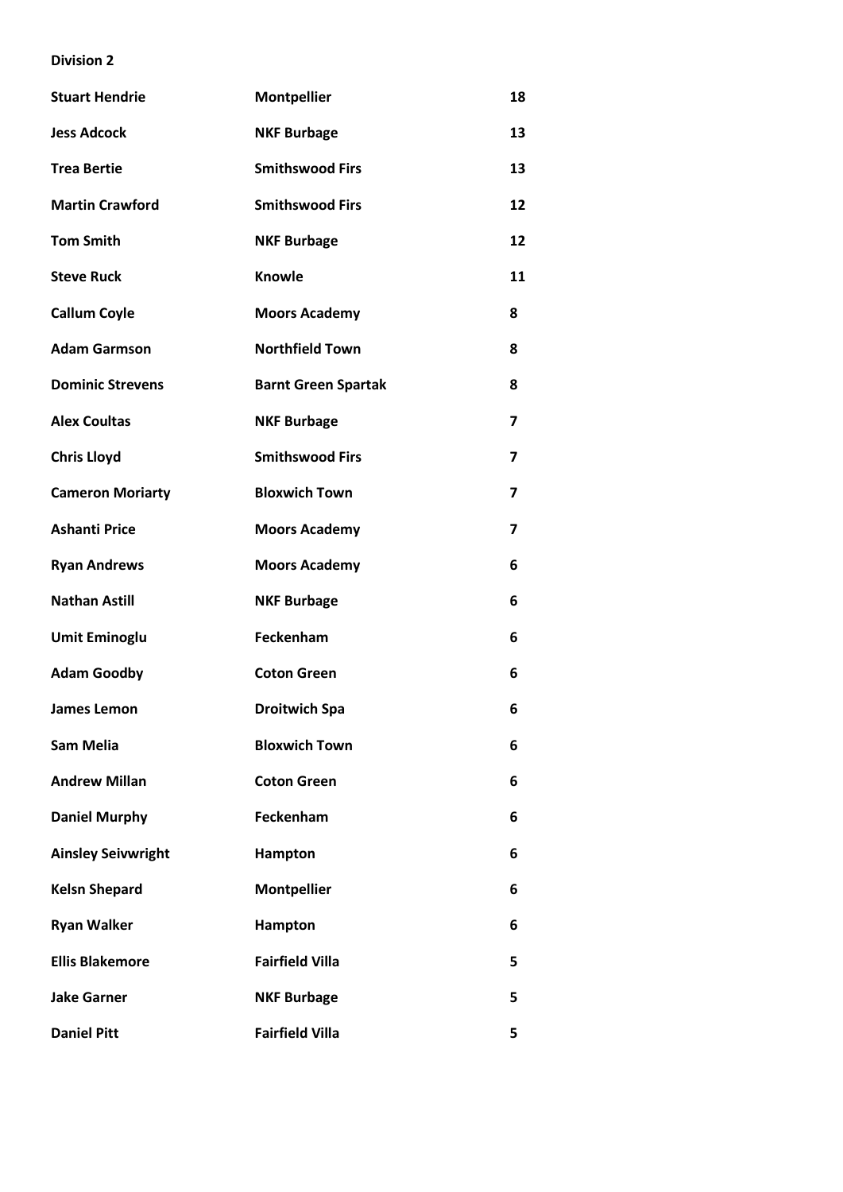**Division 2**

| | | |
|---|---|---|
| **Stuart Hendrie** | **Montpellier** | **18** |
| **Jess Adcock** | **NKF Burbage** | **13** |
| **Trea Bertie** | **Smithswood Firs** | **13** |
| **Martin Crawford** | **Smithswood Firs** | **12** |
| **Tom Smith** | **NKF Burbage** | **12** |
| **Steve Ruck** | **Knowle** | **11** |
| **Callum Coyle** | **Moors Academy** | **8** |
| **Adam Garmson** | **Northfield Town** | **8** |
| **Dominic Strevens** | **Barnt Green Spartak** | **8** |
| **Alex Coultas** | **NKF Burbage** | **7** |
| **Chris Lloyd** | **Smithswood Firs** | **7** |
| **Cameron Moriarty** | **Bloxwich Town** | **7** |
| **Ashanti Price** | **Moors Academy** | **7** |
| **Ryan Andrews** | **Moors Academy** | **6** |
| **Nathan Astill** | **NKF Burbage** | **6** |
| **Umit Eminoglu** | **Feckenham** | **6** |
| **Adam Goodby** | **Coton Green** | **6** |
| **James Lemon** | **Droitwich Spa** | **6** |
| **Sam Melia** | **Bloxwich Town** | **6** |
| **Andrew Millan** | **Coton Green** | **6** |
| **Daniel Murphy** | **Feckenham** | **6** |
| **Ainsley Seivwright** | **Hampton** | **6** |
| **Kelsn Shepard** | **Montpellier** | **6** |
| **Ryan Walker** | **Hampton** | **6** |
| **Ellis Blakemore** | **Fairfield Villa** | **5** |
| **Jake Garner** | **NKF Burbage** | **5** |
| **Daniel Pitt** | **Fairfield Villa** | **5** |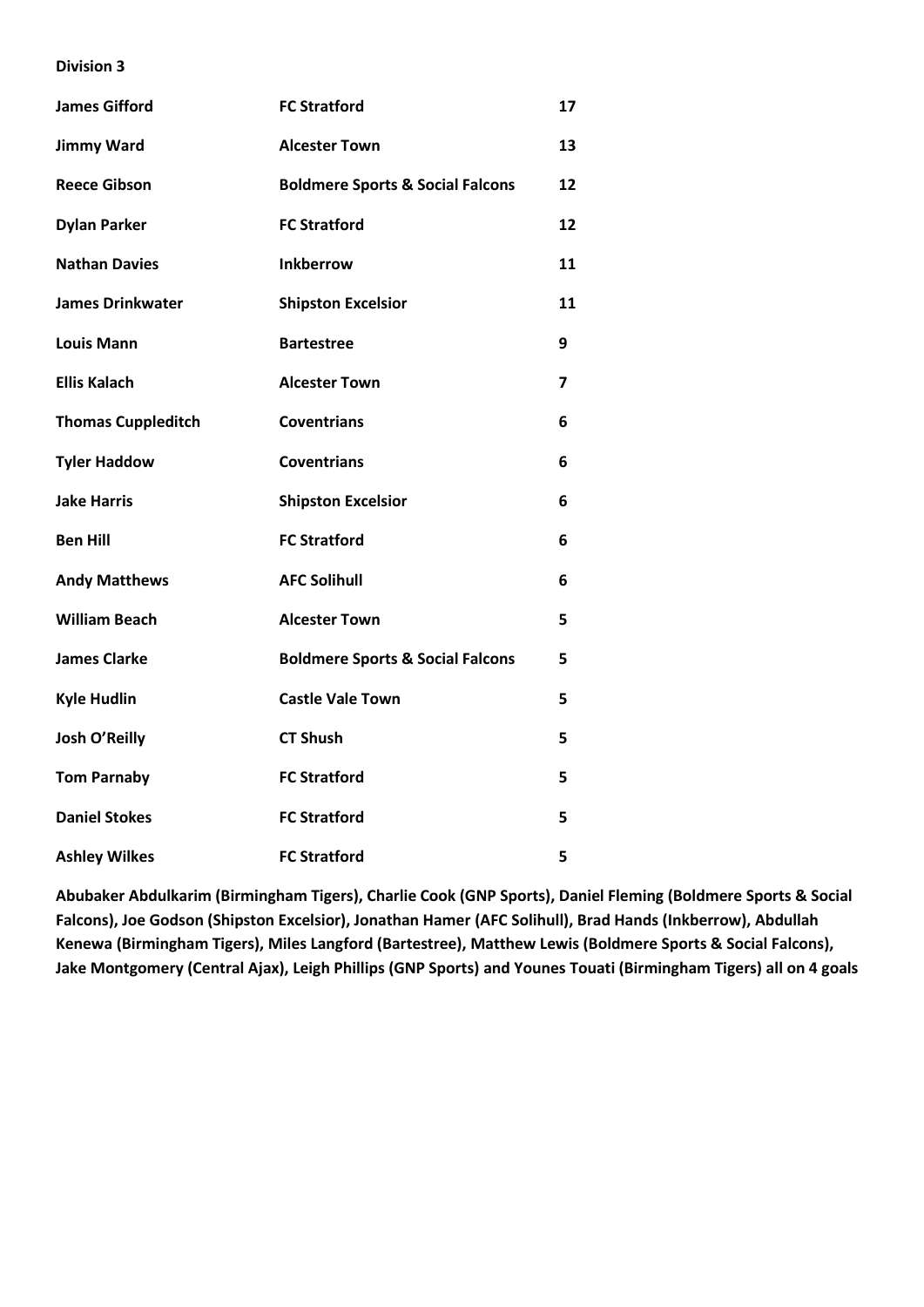**Division 3**

| | | |
|---|---|---|
| **James Gifford** | **FC Stratford** | **17** |
| **Jimmy Ward** | **Alcester Town** | **13** |
| **Reece Gibson** | **Boldmere Sports & Social Falcons** | **12** |
| **Dylan Parker** | **FC Stratford** | **12** |
| **Nathan Davies** | **Inkberrow** | **11** |
| **James Drinkwater** | **Shipston Excelsior** | **11** |
| **Louis Mann** | **Bartestree** | **9** |
| **Ellis Kalach** | **Alcester Town** | **7** |
| **Thomas Cuppleditch** | **Coventrians** | **6** |
| **Tyler Haddow** | **Coventrians** | **6** |
| **Jake Harris** | **Shipston Excelsior** | **6** |
| **Ben Hill** | **FC Stratford** | **6** |
| **Andy Matthews** | **AFC Solihull** | **6** |
| **William Beach** | **Alcester Town** | **5** |
| **James Clarke** | **Boldmere Sports & Social Falcons** | **5** |
| **Kyle Hudlin** | **Castle Vale Town** | **5** |
| **Josh O'Reilly** | **CT Shush** | **5** |
| **Tom Parnaby** | **FC Stratford** | **5** |
| **Daniel Stokes** | **FC Stratford** | **5** |
| **Ashley Wilkes** | **FC Stratford** | **5** |

**Abubaker Abdulkarim (Birmingham Tigers), Charlie Cook (GNP Sports), Daniel Fleming (Boldmere Sports & Social Falcons), Joe Godson (Shipston Excelsior), Jonathan Hamer (AFC Solihull), Brad Hands (Inkberrow), Abdullah Kenewa (Birmingham Tigers), Miles Langford (Bartestree), Matthew Lewis (Boldmere Sports & Social Falcons), Jake Montgomery (Central Ajax), Leigh Phillips (GNP Sports) and Younes Touati (Birmingham Tigers) all on 4 goals**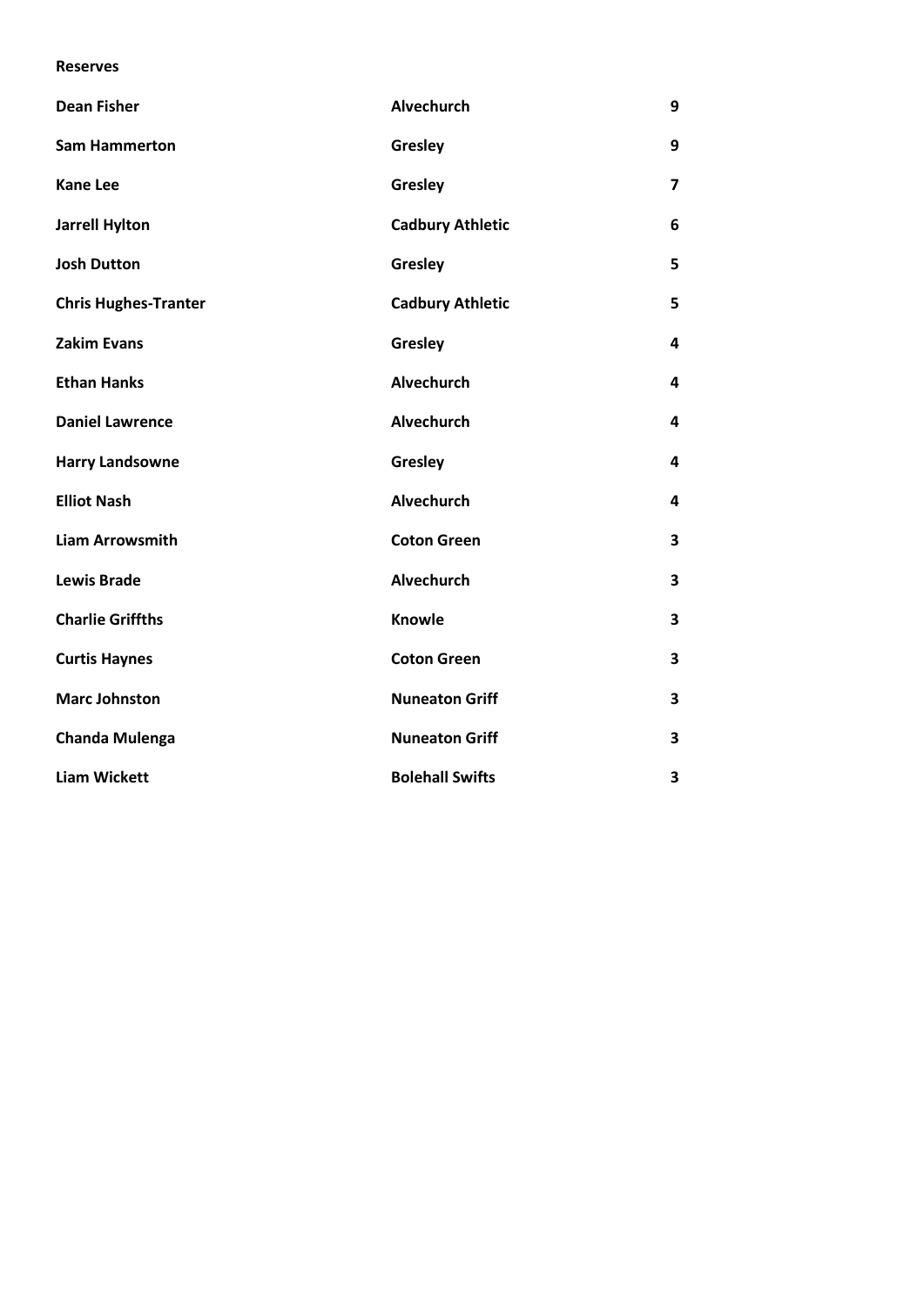**Reserves**

| **Dean Fisher** | **Alvechurch** | **9** |
|---|---|---|
| **Sam Hammerton** | **Gresley** | **9** |
| **Kane Lee** | **Gresley** | **7** |
| **Jarrell Hylton** | **Cadbury Athletic** | **6** |
| **Josh Dutton** | **Gresley** | **5** |
| **Chris Hughes-Tranter** | **Cadbury Athletic** | **5** |
| **Zakim Evans** | **Gresley** | **4** |
| **Ethan Hanks** | **Alvechurch** | **4** |
| **Daniel Lawrence** | **Alvechurch** | **4** |
| **Harry Landsowne** | **Gresley** | **4** |
| **Elliot Nash** | **Alvechurch** | **4** |
| **Liam Arrowsmith** | **Coton Green** | **3** |
| **Lewis Brade** | **Alvechurch** | **3** |
| **Charlie Griffths** | **Knowle** | **3** |
| **Curtis Haynes** | **Coton Green** | **3** |
| **Marc Johnston** | **Nuneaton Griff** | **3** |
| **Chanda Mulenga** | **Nuneaton Griff** | **3** |
| **Liam Wickett** | **Bolehall Swifts** | **3** |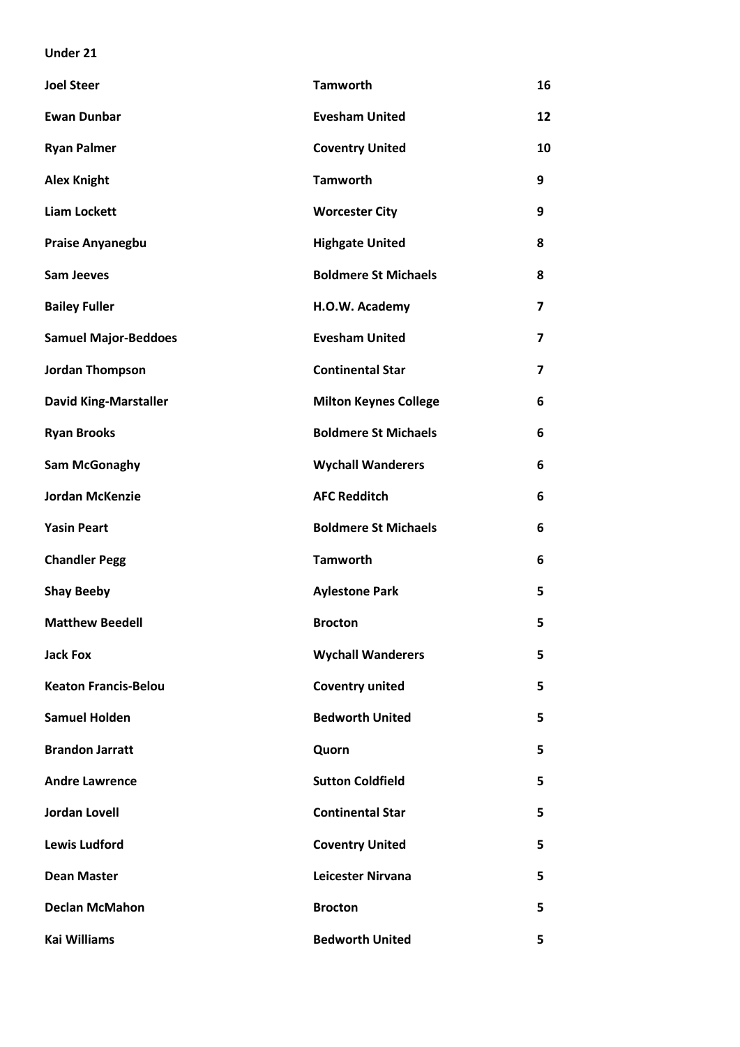**Under 21**

| **Joel Steer** | **Tamworth** | **16** |
|---|---|---|
| **Ewan Dunbar** | **Evesham United** | **12** |
| **Ryan Palmer** | **Coventry United** | **10** |
| **Alex Knight** | **Tamworth** | **9** |
| **Liam Lockett** | **Worcester City** | **9** |
| **Praise Anyanegbu** | **Highgate United** | **8** |
| **Sam Jeeves** | **Boldmere St Michaels** | **8** |
| **Bailey Fuller** | **H.O.W. Academy** | **7** |
| **Samuel Major-Beddoes** | **Evesham United** | **7** |
| **Jordan Thompson** | **Continental Star** | **7** |
| **David King-Marstaller** | **Milton Keynes College** | **6** |
| **Ryan Brooks** | **Boldmere St Michaels** | **6** |
| **Sam McGonaghy** | **Wychall Wanderers** | **6** |
| **Jordan McKenzie** | **AFC Redditch** | **6** |
| **Yasin Peart** | **Boldmere St Michaels** | **6** |
| **Chandler Pegg** | **Tamworth** | **6** |
| **Shay Beeby** | **Aylestone Park** | **5** |
| **Matthew Beedell** | **Brocton** | **5** |
| **Jack Fox** | **Wychall Wanderers** | **5** |
| **Keaton Francis-Belou** | **Coventry united** | **5** |
| **Samuel Holden** | **Bedworth United** | **5** |
| **Brandon Jarratt** | **Quorn** | **5** |
| **Andre Lawrence** | **Sutton Coldfield** | **5** |
| **Jordan Lovell** | **Continental Star** | **5** |
| **Lewis Ludford** | **Coventry United** | **5** |
| **Dean Master** | **Leicester Nirvana** | **5** |
| **Declan McMahon** | **Brocton** | **5** |
| **Kai Williams** | **Bedworth United** | **5** |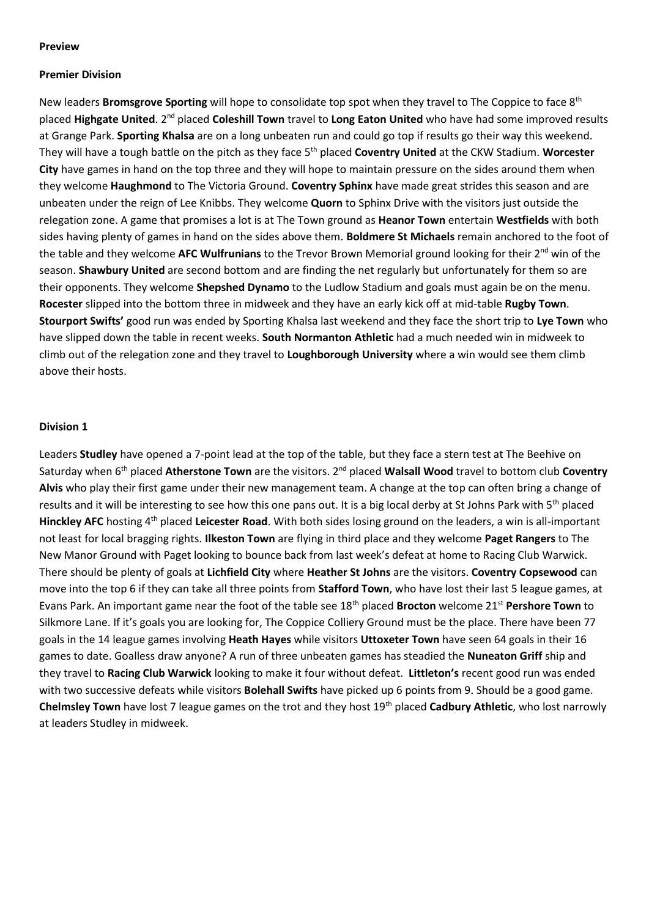**Preview**

**Premier Division**

New leaders **Bromsgrove Sporting** will hope to consolidate top spot when they travel to The Coppice to face 8th placed **Highgate United**. 2nd placed **Coleshill Town** travel to **Long Eaton United** who have had some improved results at Grange Park. **Sporting Khalsa** are on a long unbeaten run and could go top if results go their way this weekend. They will have a tough battle on the pitch as they face 5th placed **Coventry United** at the CKW Stadium. **Worcester City** have games in hand on the top three and they will hope to maintain pressure on the sides around them when they welcome **Haughmond** to The Victoria Ground. **Coventry Sphinx** have made great strides this season and are unbeaten under the reign of Lee Knibbs. They welcome **Quorn** to Sphinx Drive with the visitors just outside the relegation zone. A game that promises a lot is at The Town ground as **Heanor Town** entertain **Westfields** with both sides having plenty of games in hand on the sides above them. **Boldmere St Michaels** remain anchored to the foot of the table and they welcome **AFC Wulfrunians** to the Trevor Brown Memorial ground looking for their 2nd win of the season. **Shawbury United** are second bottom and are finding the net regularly but unfortunately for them so are their opponents. They welcome **Shepshed Dynamo** to the Ludlow Stadium and goals must again be on the menu. **Rocester** slipped into the bottom three in midweek and they have an early kick off at mid-table **Rugby Town**. **Stourport Swifts'** good run was ended by Sporting Khalsa last weekend and they face the short trip to **Lye Town** who have slipped down the table in recent weeks. **South Normanton Athletic** had a much needed win in midweek to climb out of the relegation zone and they travel to **Loughborough University** where a win would see them climb above their hosts.

**Division 1**

Leaders **Studley** have opened a 7-point lead at the top of the table, but they face a stern test at The Beehive on Saturday when 6th placed **Atherstone Town** are the visitors. 2nd placed **Walsall Wood** travel to bottom club **Coventry Alvis** who play their first game under their new management team. A change at the top can often bring a change of results and it will be interesting to see how this one pans out. It is a big local derby at St Johns Park with 5th placed **Hinckley AFC** hosting 4th placed **Leicester Road**. With both sides losing ground on the leaders, a win is all-important not least for local bragging rights. **Ilkeston Town** are flying in third place and they welcome **Paget Rangers** to The New Manor Ground with Paget looking to bounce back from last week's defeat at home to Racing Club Warwick. There should be plenty of goals at **Lichfield City** where **Heather St Johns** are the visitors. **Coventry Copsewood** can move into the top 6 if they can take all three points from **Stafford Town**, who have lost their last 5 league games, at Evans Park. An important game near the foot of the table see 18th placed **Brocton** welcome 21st **Pershore Town** to Silkmore Lane. If it's goals you are looking for, The Coppice Colliery Ground must be the place. There have been 77 goals in the 14 league games involving **Heath Hayes** while visitors **Uttoxeter Town** have seen 64 goals in their 16 games to date. Goalless draw anyone? A run of three unbeaten games has steadied the **Nuneaton Griff** ship and they travel to **Racing Club Warwick** looking to make it four without defeat. **Littleton's** recent good run was ended with two successive defeats while visitors **Bolehall Swifts** have picked up 6 points from 9. Should be a good game. **Chelmsley Town** have lost 7 league games on the trot and they host 19th placed **Cadbury Athletic**, who lost narrowly at leaders Studley in midweek.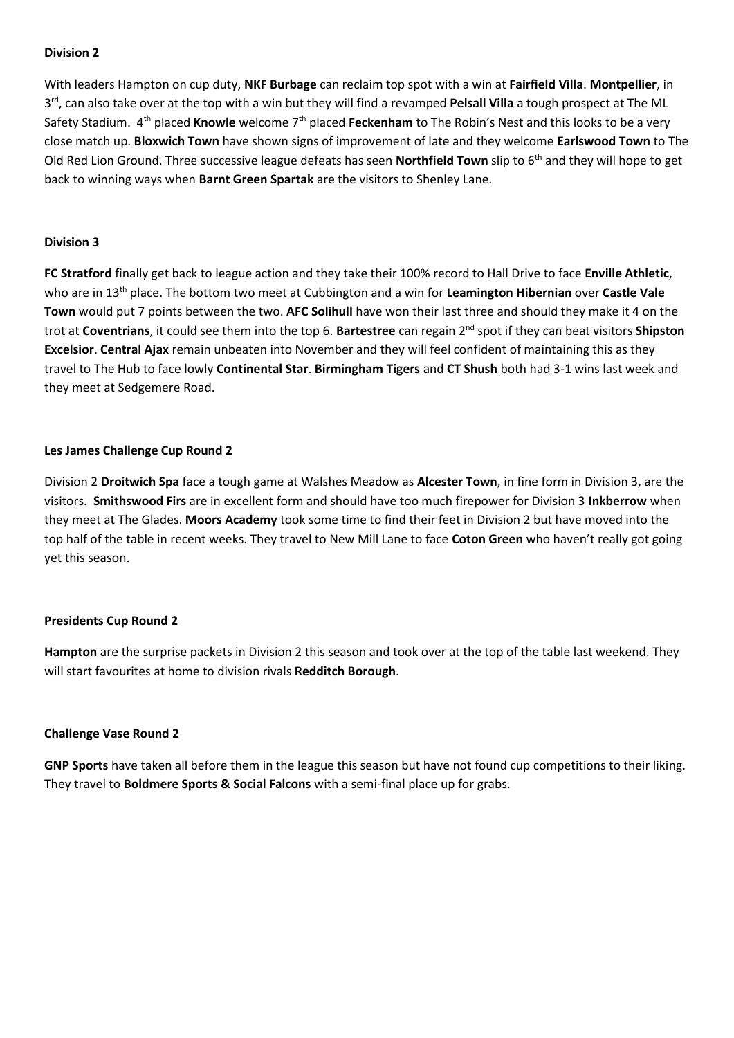**Division 2**

With leaders Hampton on cup duty, **NKF Burbage** can reclaim top spot with a win at **Fairfield Villa**. **Montpellier**, in 3rd, can also take over at the top with a win but they will find a revamped **Pelsall Villa** a tough prospect at The ML Safety Stadium. 4th placed **Knowle** welcome 7th placed **Feckenham** to The Robin's Nest and this looks to be a very close match up. **Bloxwich Town** have shown signs of improvement of late and they welcome **Earlswood Town** to The Old Red Lion Ground. Three successive league defeats has seen **Northfield Town** slip to 6th and they will hope to get back to winning ways when **Barnt Green Spartak** are the visitors to Shenley Lane.

**Division 3**

**FC Stratford** finally get back to league action and they take their 100% record to Hall Drive to face **Enville Athletic**, who are in 13th place. The bottom two meet at Cubbington and a win for **Leamington Hibernian** over **Castle Vale Town** would put 7 points between the two. **AFC Solihull** have won their last three and should they make it 4 on the trot at **Coventrians**, it could see them into the top 6. **Bartestree** can regain 2nd spot if they can beat visitors **Shipston Excelsior**. **Central Ajax** remain unbeaten into November and they will feel confident of maintaining this as they travel to The Hub to face lowly **Continental Star**. **Birmingham Tigers** and **CT Shush** both had 3-1 wins last week and they meet at Sedgemere Road.

**Les James Challenge Cup Round 2**

Division 2 **Droitwich Spa** face a tough game at Walshes Meadow as **Alcester Town**, in fine form in Division 3, are the visitors. **Smithswood Firs** are in excellent form and should have too much firepower for Division 3 **Inkberrow** when they meet at The Glades. **Moors Academy** took some time to find their feet in Division 2 but have moved into the top half of the table in recent weeks. They travel to New Mill Lane to face **Coton Green** who haven't really got going yet this season.

**Presidents Cup Round 2**

**Hampton** are the surprise packets in Division 2 this season and took over at the top of the table last weekend. They will start favourites at home to division rivals **Redditch Borough**.

**Challenge Vase Round 2**

**GNP Sports** have taken all before them in the league this season but have not found cup competitions to their liking. They travel to **Boldmere Sports & Social Falcons** with a semi-final place up for grabs.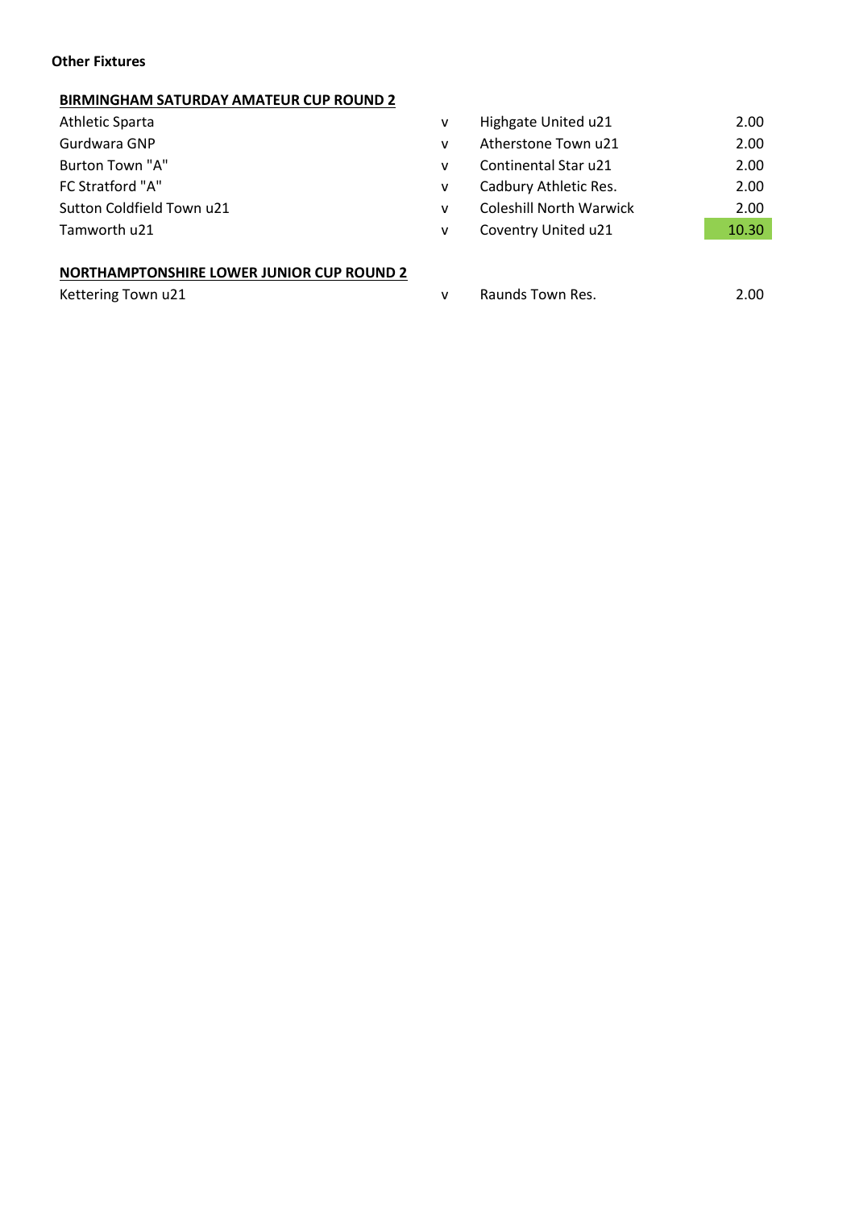**Other Fixtures**

**BIRMINGHAM SATURDAY AMATEUR CUP ROUND 2**

| | | | |
|---|---|---|---|
| Athletic Sparta | v | Highgate United u21 | 2.00 |
| Gurdwara GNP | v | Atherstone Town u21 | 2.00 |
| Burton Town "A" | v | Continental Star u21 | 2.00 |
| FC Stratford "A" | v | Cadbury Athletic Res. | 2.00 |
| Sutton Coldfield Town u21 | v | Coleshill North Warwick | 2.00 |
| Tamworth u21 | v | Coventry United u21 | 10.30 |

**NORTHAMPTONSHIRE LOWER JUNIOR CUP ROUND 2**

| | | | |
|---|---|---|---|
| Kettering Town u21 | v | Raunds Town Res. | 2.00 |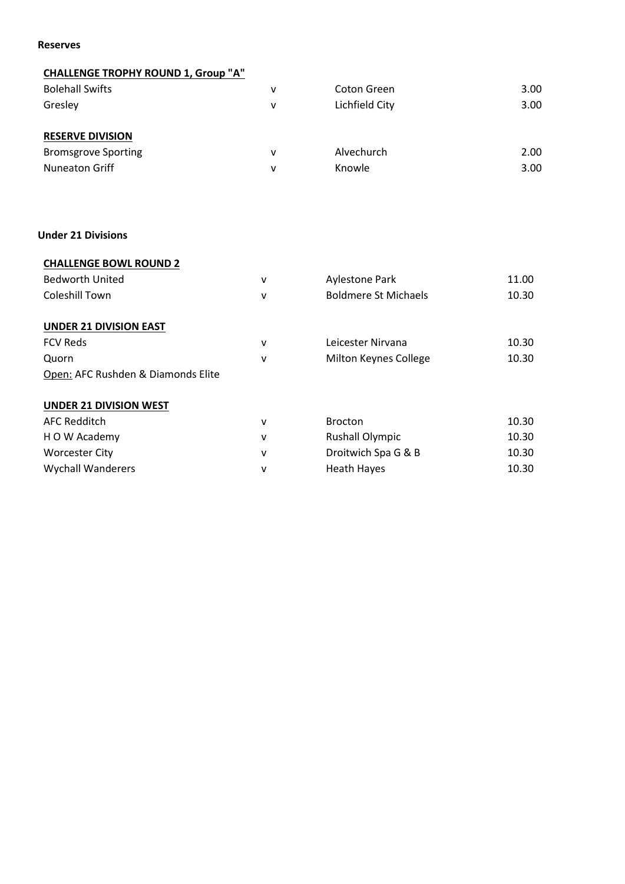**Reserves**

**CHALLENGE TROPHY ROUND 1, Group "A"**

| | | | |
|---|---|---|---|
| Bolehall Swifts | v | Coton Green | 3.00 |
| Gresley | v | Lichfield City | 3.00 |

**RESERVE DIVISION**

| | | | |
|---|---|---|---|
| Bromsgrove Sporting | v | Alvechurch | 2.00 |
| Nuneaton Griff | v | Knowle | 3.00 |

**Under 21 Divisions**

**CHALLENGE BOWL ROUND 2**

| | | | |
|---|---|---|---|
| Bedworth United | v | Aylestone Park | 11.00 |
| Coleshill Town | v | Boldmere St Michaels | 10.30 |

**UNDER 21 DIVISION EAST**

| | | | |
|---|---|---|---|
| FCV Reds | v | Leicester Nirvana | 10.30 |
| Quorn | v | Milton Keynes College | 10.30 |

Open: AFC Rushden & Diamonds Elite

**UNDER 21 DIVISION WEST**

| | | | |
|---|---|---|---|
| AFC Redditch | v | Brocton | 10.30 |
| H O W Academy | v | Rushall Olympic | 10.30 |
| Worcester City | v | Droitwich Spa G & B | 10.30 |
| Wychall Wanderers | v | Heath Hayes | 10.30 |